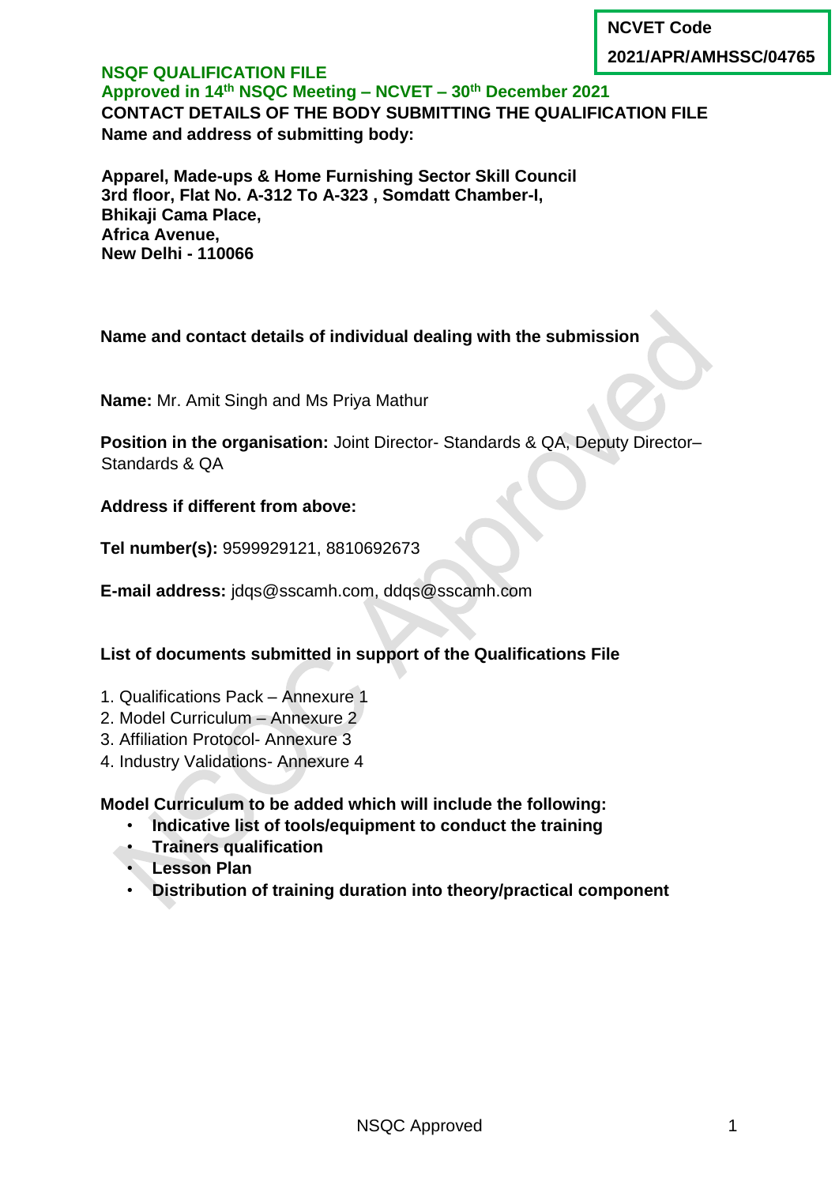| NCVET Code |
| --- |
| 2021/APR/AMHSSC/04765 |

# NSQF QUALIFICATION FILE

**Approved in 14th NSQC Meeting – NCVET – 30th December 2021**

**CONTACT DETAILS OF THE BODY SUBMITTING THE QUALIFICATION FILE**

**Name and address of submitting body:**

**Apparel, Made-ups & Home Furnishing Sector Skill Council**
**3rd floor, Flat No. A-312 To A-323 , Somdatt Chamber-I,**
**Bhikaji Cama Place,**
**Africa Avenue,**
**New Delhi - 110066**

**Name and contact details of individual dealing with the submission**

**Name:** Mr. Amit Singh and Ms Priya Mathur

**Position in the organisation:** Joint Director- Standards & QA, Deputy Director– Standards & QA

**Address if different from above:**

**Tel number(s):** 9599929121, 8810692673

**E-mail address:** jdqs@sscamh.com, ddqs@sscamh.com

**List of documents submitted in support of the Qualifications File**

1. Qualifications Pack – Annexure 1
2. Model Curriculum – Annexure 2
3. Affiliation Protocol- Annexure 3
4. Industry Validations- Annexure 4

**Model Curriculum to be added which will include the following:**

- **Indicative list of tools/equipment to conduct the training**
- **Trainers qualification**
- **Lesson Plan**
- **Distribution of training duration into theory/practical component**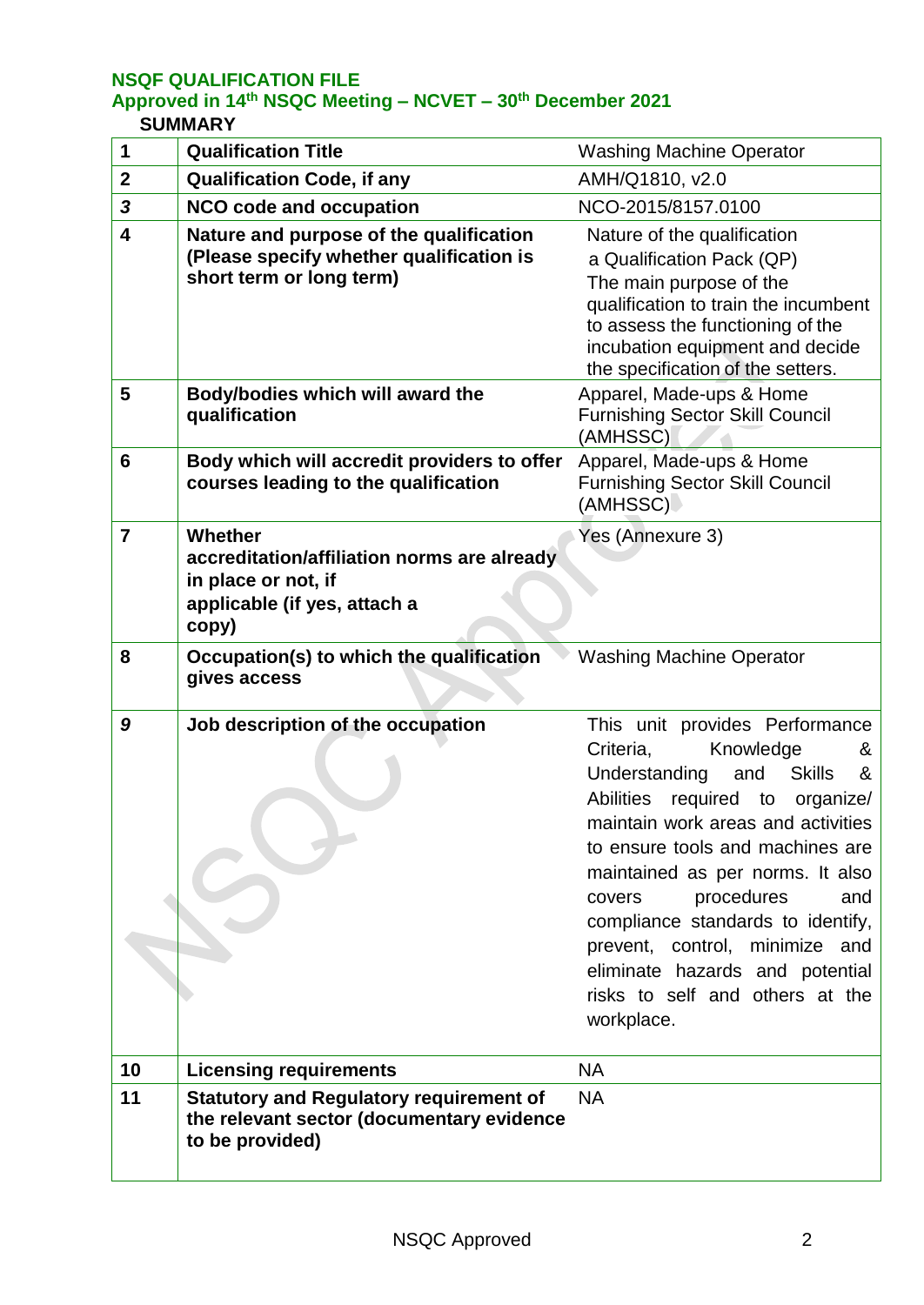**NSQF QUALIFICATION FILE**

**Approved in 14th NSQC Meeting – NCVET – 30th December 2021**

**SUMMARY**

| | | |
|---|---|---|
| **1** | **Qualification Title** | Washing Machine Operator |
| **2** | **Qualification Code, if any** | AMH/Q1810, v2.0 |
| ***3*** | **NCO code and occupation** | NCO-2015/8157.0100 |
| **4** | **Nature and purpose of the qualification (Please specify whether qualification is short term or long term)** | Nature of the qualification a Qualification Pack (QP) The main purpose of the qualification to train the incumbent to assess the functioning of the incubation equipment and decide the specification of the setters. |
| **5** | **Body/bodies which will award the qualification** | Apparel, Made-ups & Home Furnishing Sector Skill Council (AMHSSC) |
| **6** | **Body which will accredit providers to offer courses leading to the qualification** | Apparel, Made-ups & Home Furnishing Sector Skill Council (AMHSSC) |
| **7** | **Whether accreditation/affiliation norms are already in place or not, if applicable (if yes, attach a copy)** | Yes (Annexure 3) |
| **8** | **Occupation(s) to which the qualification gives access** | Washing Machine Operator |
| ***9*** | **Job description of the occupation** | This unit provides Performance Criteria, Knowledge & Understanding and Skills & Abilities required to organize/ maintain work areas and activities to ensure tools and machines are maintained as per norms. It also covers procedures and compliance standards to identify, prevent, control, minimize and eliminate hazards and potential risks to self and others at the workplace. |
| **10** | **Licensing requirements** | NA |
| **11** | **Statutory and Regulatory requirement of the relevant sector (documentary evidence to be provided)** | NA |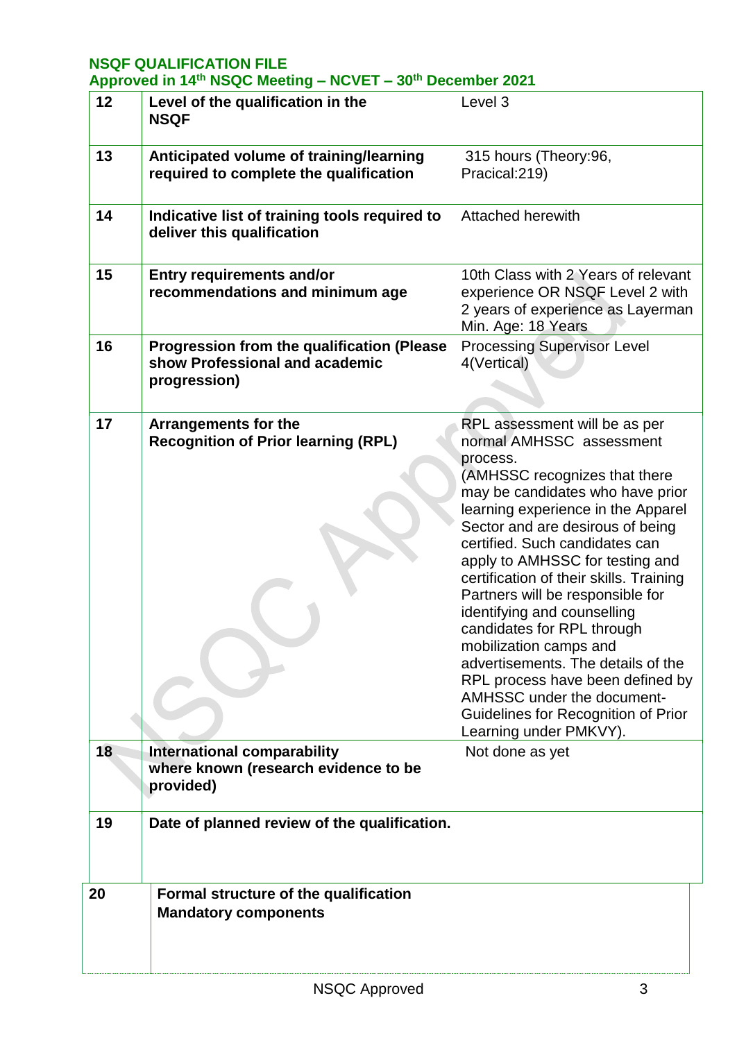**NSQF QUALIFICATION FILE**
**Approved in 14th NSQC Meeting – NCVET – 30th December 2021**

| | | |
|---|---|---|
| 12 | **Level of the qualification in the NSQF** | Level 3 |
| 13 | **Anticipated volume of training/learning required to complete the qualification** | 315 hours (Theory:96, Pracical:219) |
| 14 | **Indicative list of training tools required to deliver this qualification** | Attached herewith |
| 15 | **Entry requirements and/or recommendations and minimum age** | 10th Class with 2 Years of relevant experience OR NSQF Level 2 with 2 years of experience as Layerman Min. Age: 18 Years |
| 16 | **Progression from the qualification (Please show Professional and academic progression)** | Processing Supervisor Level 4(Vertical) |
| 17 | **Arrangements for the Recognition of Prior learning (RPL)** | RPL assessment will be as per normal AMHSSC assessment process. (AMHSSC recognizes that there may be candidates who have prior learning experience in the Apparel Sector and are desirous of being certified. Such candidates can apply to AMHSSC for testing and certification of their skills. Training Partners will be responsible for identifying and counselling candidates for RPL through mobilization camps and advertisements. The details of the RPL process have been defined by AMHSSC under the document- Guidelines for Recognition of Prior Learning under PMKVY). |
| 18 | **International comparability where known (research evidence to be provided)** | Not done as yet |
| 19 | **Date of planned review of the qualification.** | |
| 20 | **Formal structure of the qualification Mandatory components** | |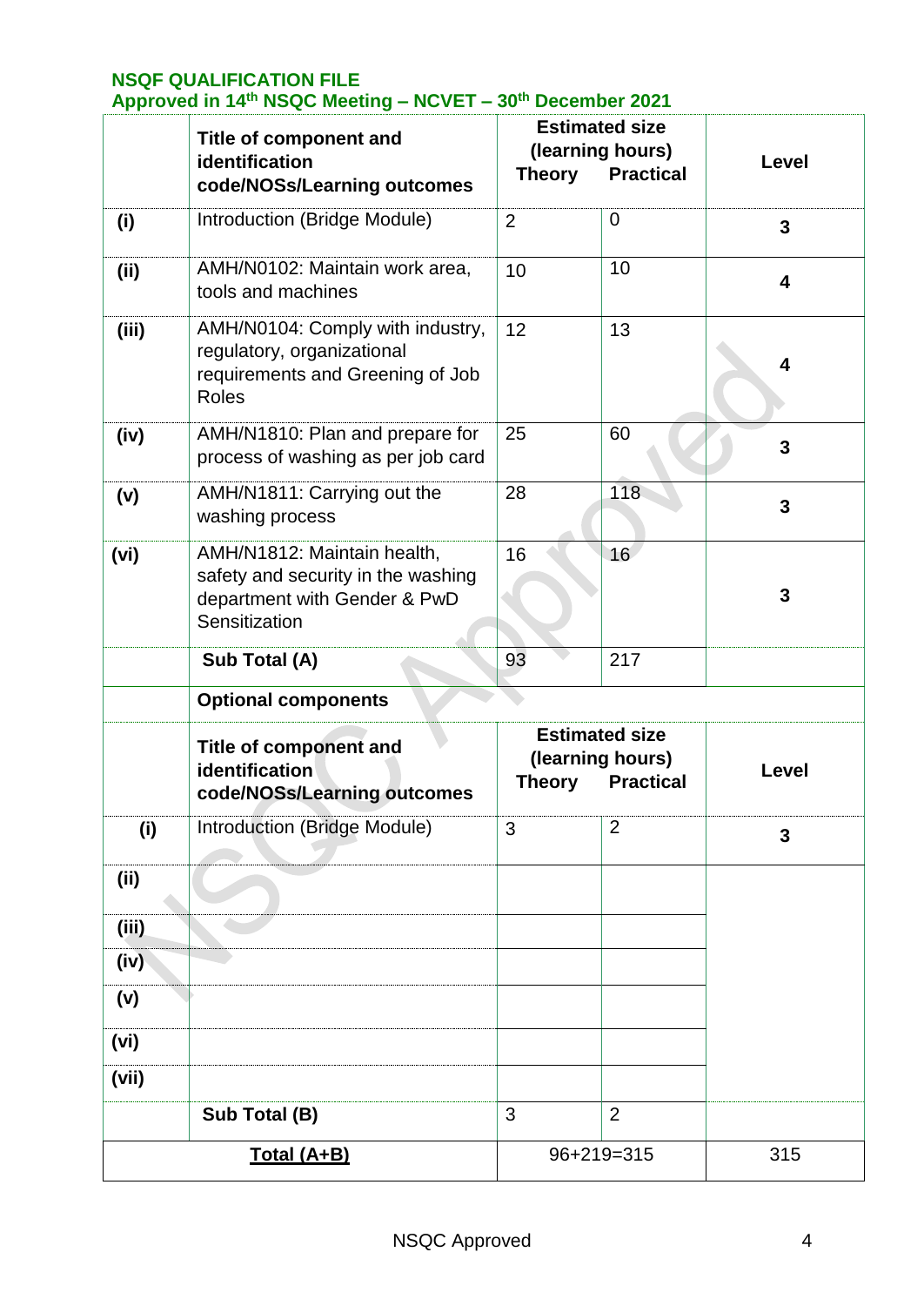| | Title of component and identification code/NOSs/Learning outcomes | Estimated size (learning hours) Theory | Practical | Level |
|---|---|---|---|---|
| (i) | Introduction (Bridge Module) | 2 | 0 | 3 |
| (ii) | AMH/N0102: Maintain work area, tools and machines | 10 | 10 | 4 |
| (iii) | AMH/N0104: Comply with industry, regulatory, organizational requirements and Greening of Job Roles | 12 | 13 | 4 |
| (iv) | AMH/N1810: Plan and prepare for process of washing as per job card | 25 | 60 | 3 |
| (v) | AMH/N1811: Carrying out the washing process | 28 | 118 | 3 |
| (vi) | AMH/N1812: Maintain health, safety and security in the washing department with Gender & PwD Sensitization | 16 | 16 | 3 |
| | **Sub Total (A)** | 93 | 217 | |
| | **Optional components** | | | |
| | **Title of component and identification code/NOSs/Learning outcomes** | **Estimated size (learning hours) Theory** | **Practical** | **Level** |
| (i) | Introduction (Bridge Module) | 3 | 2 | 3 |
| (ii) | | | | |
| (iii) | | | | |
| (iv) | | | | |
| (v) | | | | |
| (vi) | | | | |
| (vii) | | | | |
| | **Sub Total (B)** | 3 | 2 | |
| **Total (A+B)** | | 96+219=315 | | 315 |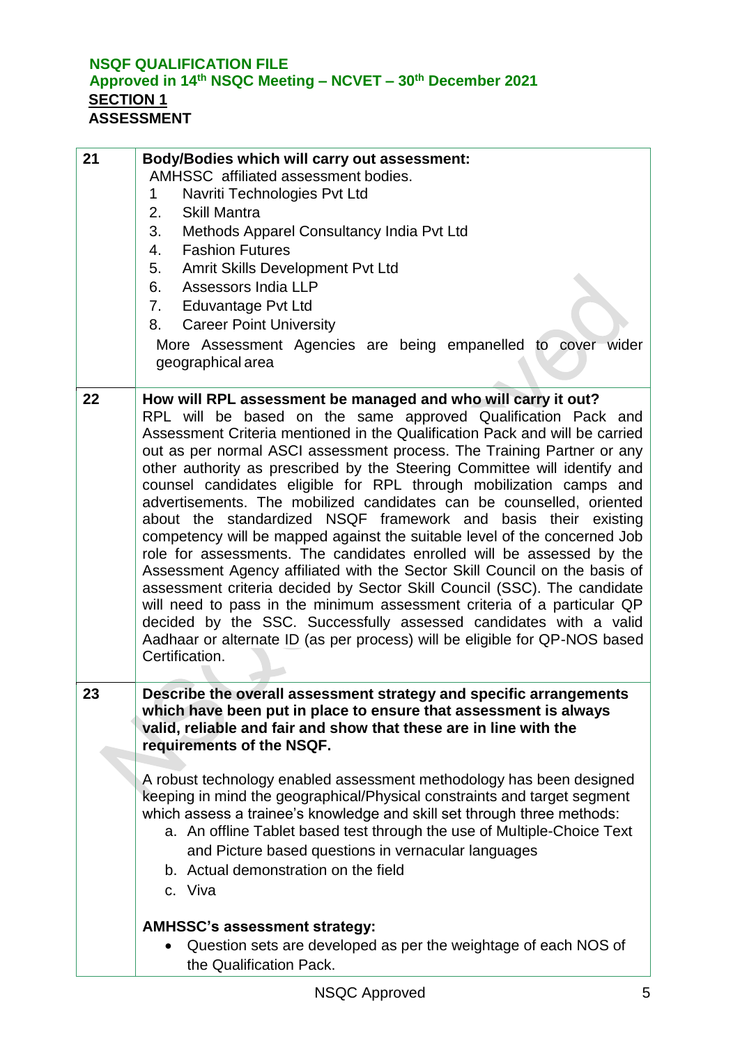**NSQF QUALIFICATION FILE**
**Approved in 14th NSQC Meeting – NCVET – 30th December 2021**

**SECTION 1**

**ASSESSMENT**

| | |
|---|---|
| 21 | **Body/Bodies which will carry out assessment:**<br>AMHSSC affiliated assessment bodies.<br>1 Navriti Technologies Pvt Ltd<br>2. Skill Mantra<br>3. Methods Apparel Consultancy India Pvt Ltd<br>4. Fashion Futures<br>5. Amrit Skills Development Pvt Ltd<br>6. Assessors India LLP<br>7. Eduvantage Pvt Ltd<br>8. Career Point University<br>More Assessment Agencies are being empanelled to cover wider geographical area |
| 22 | **How will RPL assessment be managed and who will carry it out?**<br>RPL will be based on the same approved Qualification Pack and Assessment Criteria mentioned in the Qualification Pack and will be carried out as per normal ASCI assessment process. The Training Partner or any other authority as prescribed by the Steering Committee will identify and counsel candidates eligible for RPL through mobilization camps and advertisements. The mobilized candidates can be counselled, oriented about the standardized NSQF framework and basis their existing competency will be mapped against the suitable level of the concerned Job role for assessments. The candidates enrolled will be assessed by the Assessment Agency affiliated with the Sector Skill Council on the basis of assessment criteria decided by Sector Skill Council (SSC). The candidate will need to pass in the minimum assessment criteria of a particular QP decided by the SSC. Successfully assessed candidates with a valid Aadhaar or alternate ID (as per process) will be eligible for QP-NOS based Certification. |
| 23 | **Describe the overall assessment strategy and specific arrangements which have been put in place to ensure that assessment is always valid, reliable and fair and show that these are in line with the requirements of the NSQF.**<br><br>A robust technology enabled assessment methodology has been designed keeping in mind the geographical/Physical constraints and target segment which assess a trainee's knowledge and skill set through three methods:<br>a. An offline Tablet based test through the use of Multiple-Choice Text and Picture based questions in vernacular languages<br>b. Actual demonstration on the field<br>c. Viva<br><br>**AMHSSC's assessment strategy:**<br>• Question sets are developed as per the weightage of each NOS of the Qualification Pack. |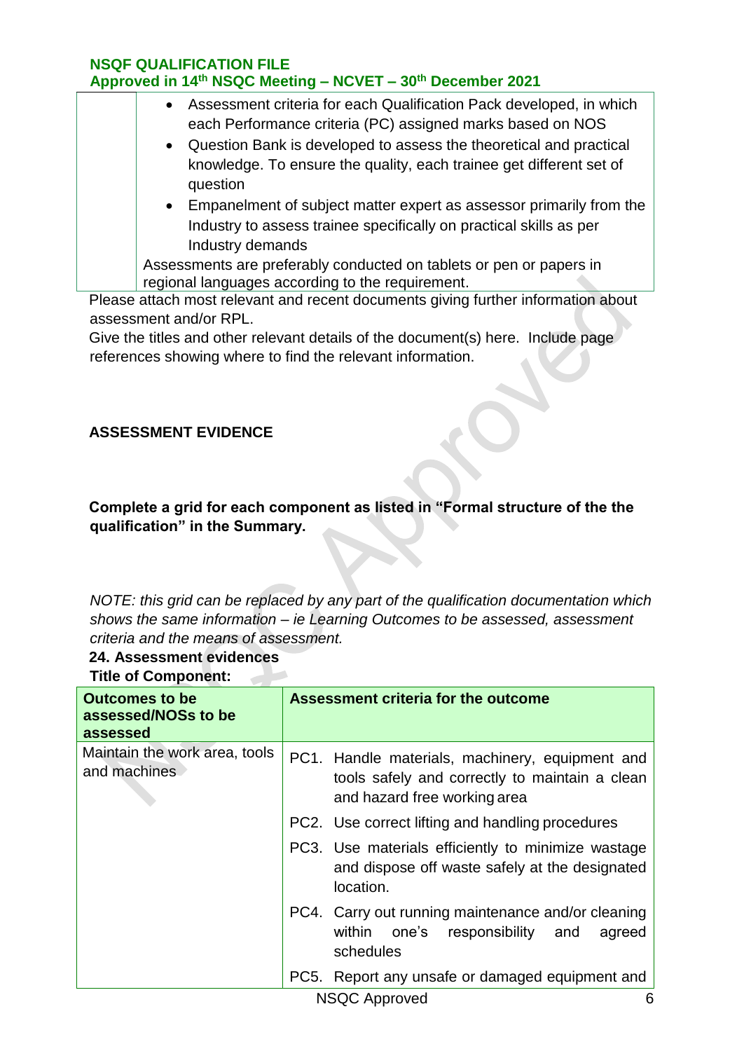|  | <ul><li>Assessment criteria for each Qualification Pack developed, in which each Performance criteria (PC) assigned marks based on NOS</li><li>Question Bank is developed to assess the theoretical and practical knowledge. To ensure the quality, each trainee get different set of question</li><li>Empanelment of subject matter expert as assessor primarily from the Industry to assess trainee specifically on practical skills as per Industry demands</li></ul>Assessments are preferably conducted on tablets or pen or papers in regional languages according to the requirement. |
|---|---|

Please attach most relevant and recent documents giving further information about assessment and/or RPL.

Give the titles and other relevant details of the document(s) here. Include page references showing where to find the relevant information.

**ASSESSMENT EVIDENCE**

**Complete a grid for each component as listed in "Formal structure of the the qualification" in the Summary.**

*NOTE: this grid can be replaced by any part of the qualification documentation which shows the same information – ie Learning Outcomes to be assessed, assessment criteria and the means of assessment.*

**24. Assessment evidences**

**Title of Component:**

| Outcomes to be assessed/NOSs to be assessed | Assessment criteria for the outcome |
|---|---|
| Maintain the work area, tools and machines | PC1. Handle materials, machinery, equipment and tools safely and correctly to maintain a clean and hazard free working area |
| | PC2. Use correct lifting and handling procedures |
| | PC3. Use materials efficiently to minimize wastage and dispose off waste safely at the designated location. |
| | PC4. Carry out running maintenance and/or cleaning within one's responsibility and agreed schedules |
| | PC5. Report any unsafe or damaged equipment and |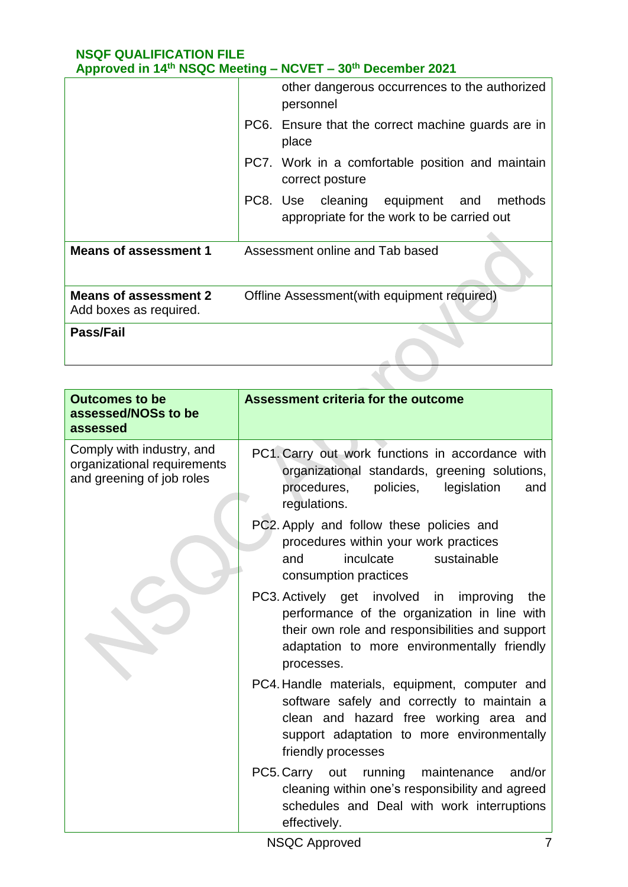| | |
|---|---|
| | other dangerous occurrences to the authorized personnel<br>PC6. Ensure that the correct machine guards are in place<br>PC7. Work in a comfortable position and maintain correct posture<br>PC8. Use cleaning equipment and methods appropriate for the work to be carried out |
| **Means of assessment 1** | Assessment online and Tab based |
| **Means of assessment 2**<br>Add boxes as required. | Offline Assessment(with equipment required) |
| **Pass/Fail** | |

| Outcomes to be assessed/NOSs to be assessed | Assessment criteria for the outcome |
|---|---|
| Comply with industry, and organizational requirements and greening of job roles | PC1. Carry out work functions in accordance with organizational standards, greening solutions, procedures, policies, legislation and regulations.<br>PC2. Apply and follow these policies and procedures within your work practices and inculcate sustainable consumption practices<br>PC3. Actively get involved in improving the performance of the organization in line with their own role and responsibilities and support adaptation to more environmentally friendly processes.<br>PC4. Handle materials, equipment, computer and software safely and correctly to maintain a clean and hazard free working area and support adaptation to more environmentally friendly processes<br>PC5. Carry out running maintenance and/or cleaning within one's responsibility and agreed schedules and Deal with work interruptions effectively. |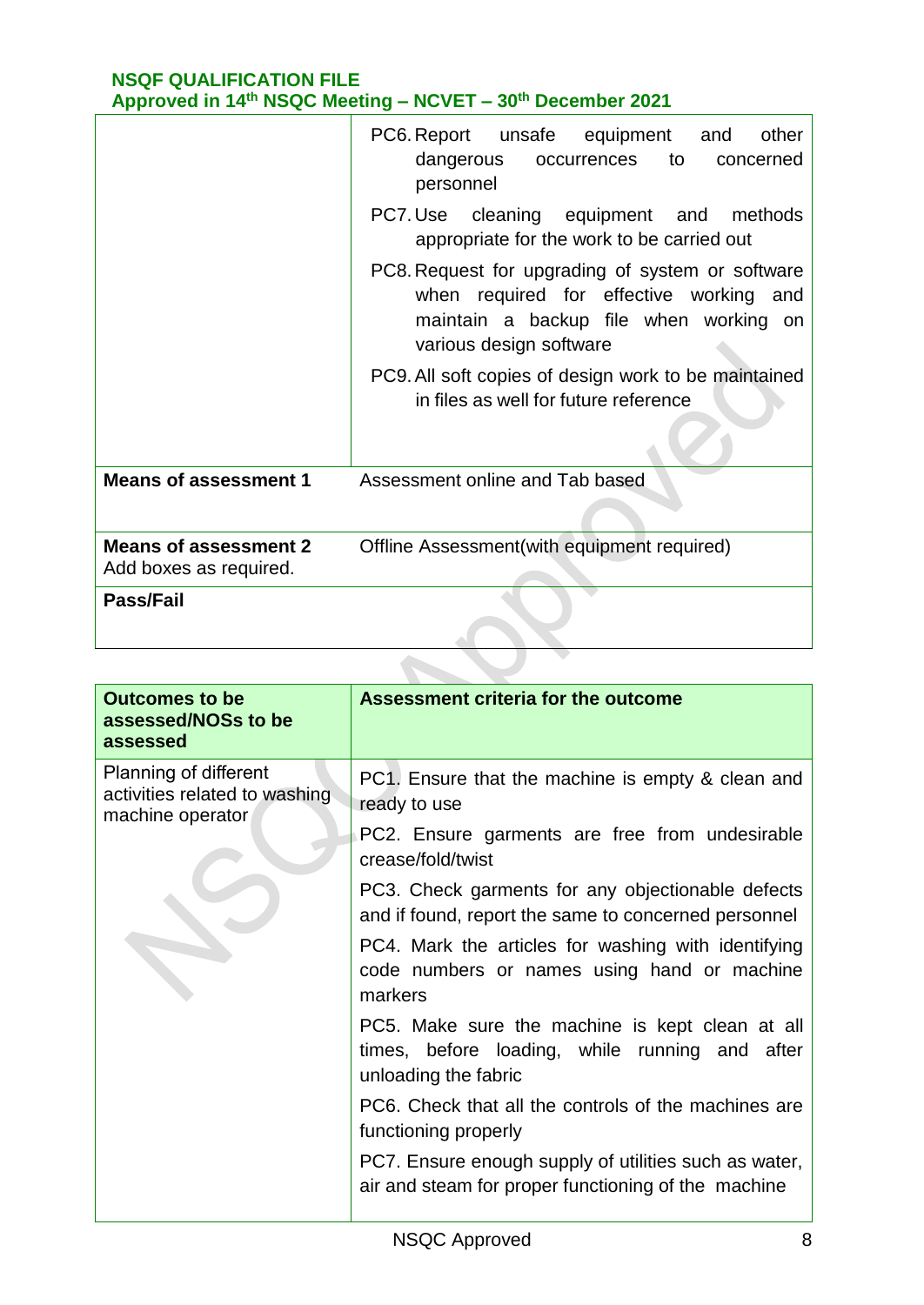| | |
|---|---|
| | PC6. Report unsafe equipment and other dangerous occurrences to concerned personnel<br>PC7. Use cleaning equipment and methods appropriate for the work to be carried out<br>PC8. Request for upgrading of system or software when required for effective working and maintain a backup file when working on various design software<br>PC9. All soft copies of design work to be maintained in files as well for future reference |
| **Means of assessment 1** | Assessment online and Tab based |
| **Means of assessment 2**<br>Add boxes as required. | Offline Assessment(with equipment required) |
| **Pass/Fail** | |

| **Outcomes to be assessed/NOSs to be assessed** | **Assessment criteria for the outcome** |
|---|---|
| Planning of different activities related to washing machine operator | PC1. Ensure that the machine is empty & clean and ready to use<br>PC2. Ensure garments are free from undesirable crease/fold/twist<br>PC3. Check garments for any objectionable defects and if found, report the same to concerned personnel<br>PC4. Mark the articles for washing with identifying code numbers or names using hand or machine markers<br>PC5. Make sure the machine is kept clean at all times, before loading, while running and after unloading the fabric<br>PC6. Check that all the controls of the machines are functioning properly<br>PC7. Ensure enough supply of utilities such as water, air and steam for proper functioning of the machine |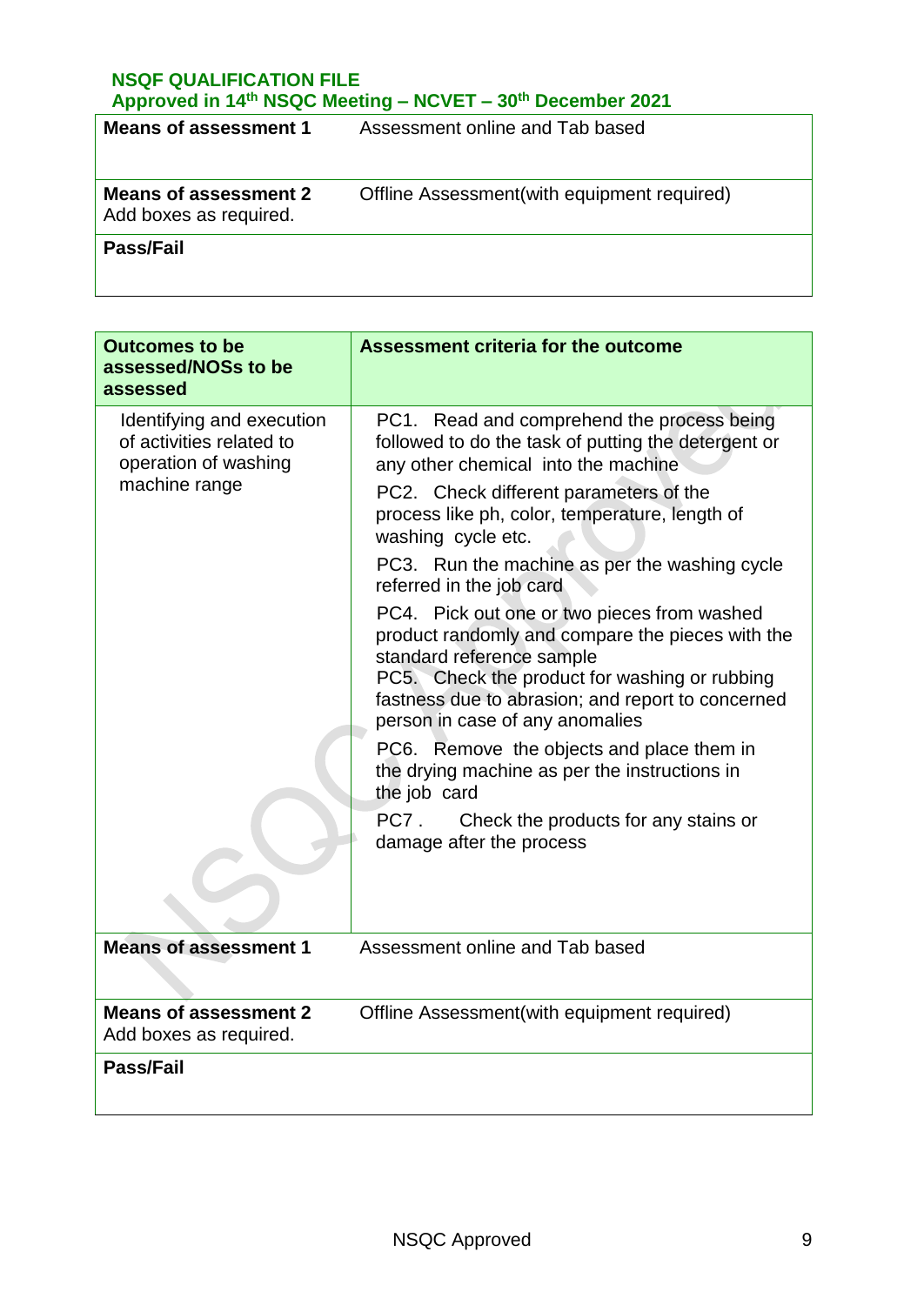| Means of assessment 1 | Assessment online and Tab based |
|---|---|
| **Means of assessment 2**<br>Add boxes as required. | Offline Assessment(with equipment required) |
| **Pass/Fail** | |

| Outcomes to be assessed/NOSs to be assessed | Assessment criteria for the outcome |
|---|---|
| Identifying and execution of activities related to operation of washing machine range | PC1. Read and comprehend the process being followed to do the task of putting the detergent or any other chemical into the machine<br>PC2. Check different parameters of the process like ph, color, temperature, length of washing cycle etc.<br>PC3. Run the machine as per the washing cycle referred in the job card<br>PC4. Pick out one or two pieces from washed product randomly and compare the pieces with the standard reference sample<br>PC5. Check the product for washing or rubbing fastness due to abrasion; and report to concerned person in case of any anomalies<br>PC6. Remove the objects and place them in the drying machine as per the instructions in the job card<br>PC7 . Check the products for any stains or damage after the process |
| **Means of assessment 1** | Assessment online and Tab based |
| **Means of assessment 2**<br>Add boxes as required. | Offline Assessment(with equipment required) |
| **Pass/Fail** | |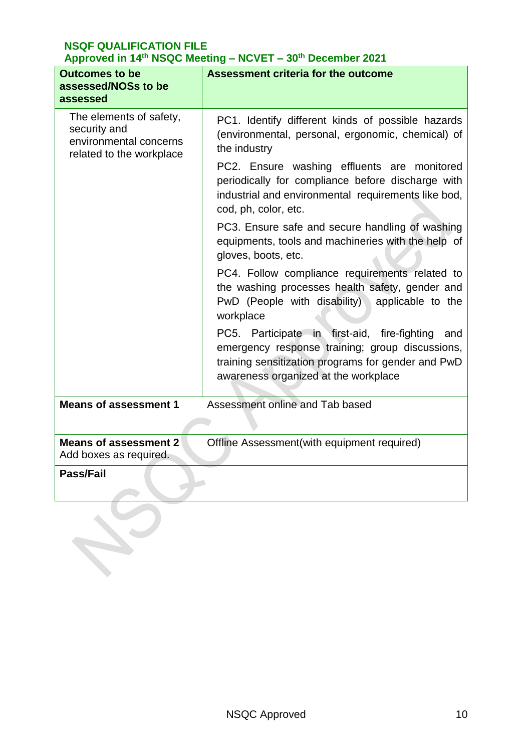| Outcomes to be assessed/NOSs to be assessed | Assessment criteria for the outcome |
| --- | --- |
| The elements of safety, security and environmental concerns related to the workplace | PC1. Identify different kinds of possible hazards (environmental, personal, ergonomic, chemical) of the industry<br>PC2. Ensure washing effluents are monitored periodically for compliance before discharge with industrial and environmental requirements like bod, cod, ph, color, etc.<br>PC3. Ensure safe and secure handling of washing equipments, tools and machineries with the help of gloves, boots, etc.<br>PC4. Follow compliance requirements related to the washing processes health safety, gender and PwD (People with disability) applicable to the workplace<br>PC5. Participate in first-aid, fire-fighting and emergency response training; group discussions, training sensitization programs for gender and PwD awareness organized at the workplace |
| **Means of assessment 1** | Assessment online and Tab based |
| **Means of assessment 2** Add boxes as required. | Offline Assessment(with equipment required) |
| **Pass/Fail** | |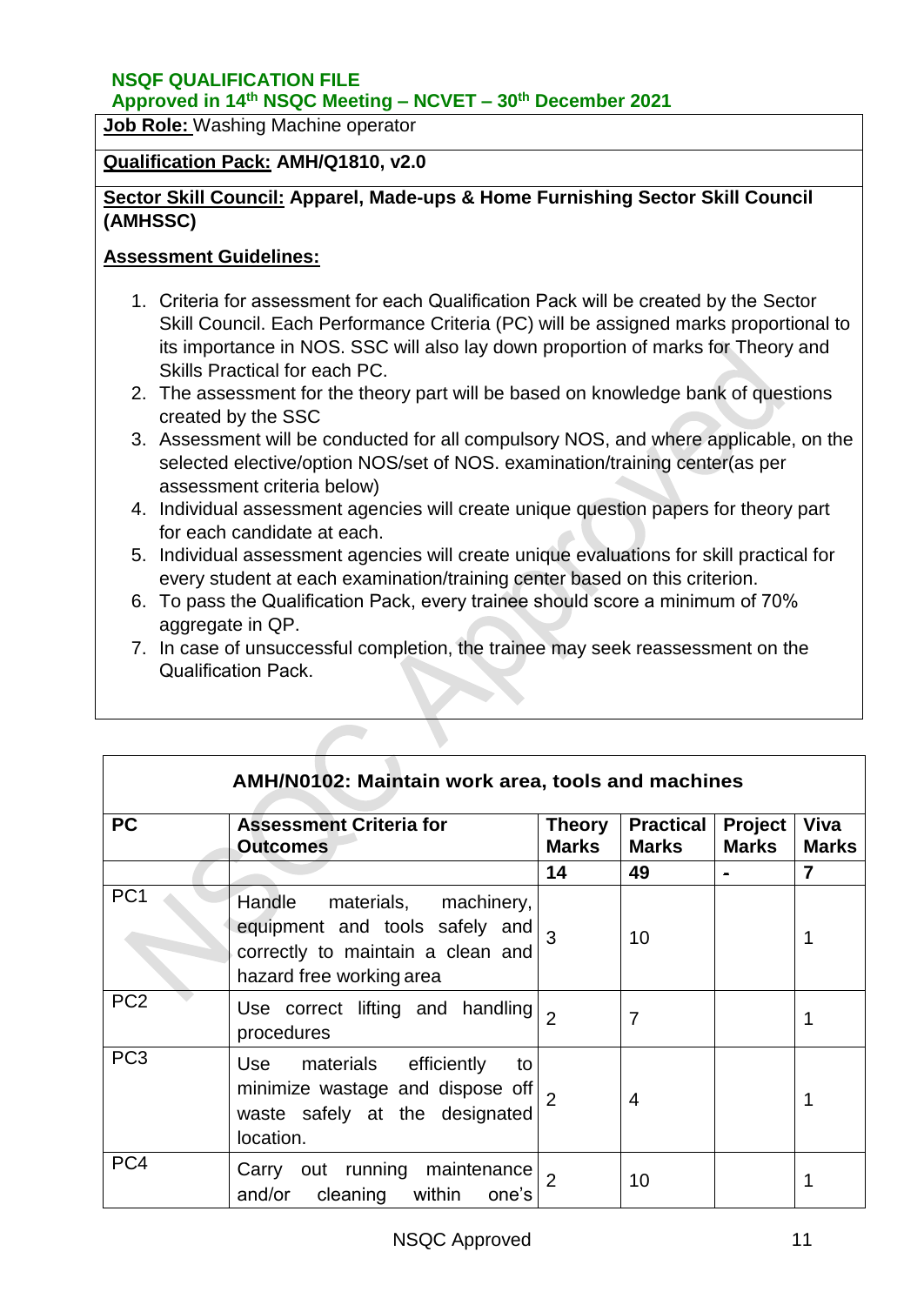**NSQF QUALIFICATION FILE**
**Approved in 14th NSQC Meeting – NCVET – 30th December 2021**

**Job Role:** Washing Machine operator

**Qualification Pack:** **AMH/Q1810, v2.0**

**Sector Skill Council:** **Apparel, Made-ups & Home Furnishing Sector Skill Council (AMHSSC)**

**Assessment Guidelines:**

1. Criteria for assessment for each Qualification Pack will be created by the Sector Skill Council. Each Performance Criteria (PC) will be assigned marks proportional to its importance in NOS. SSC will also lay down proportion of marks for Theory and Skills Practical for each PC.
2. The assessment for the theory part will be based on knowledge bank of questions created by the SSC
3. Assessment will be conducted for all compulsory NOS, and where applicable, on the selected elective/option NOS/set of NOS. examination/training center(as per assessment criteria below)
4. Individual assessment agencies will create unique question papers for theory part for each candidate at each.
5. Individual assessment agencies will create unique evaluations for skill practical for every student at each examination/training center based on this criterion.
6. To pass the Qualification Pack, every trainee should score a minimum of 70% aggregate in QP.
7. In case of unsuccessful completion, the trainee may seek reassessment on the Qualification Pack.

| AMH/N0102: Maintain work area, tools and machines | | | | | |
|---|---|---|---|---|---|
| **PC** | **Assessment Criteria for Outcomes** | **Theory Marks** | **Practical Marks** | **Project Marks** | **Viva Marks** |
| | | **14** | **49** | **-** | **7** |
| PC1 | Handle materials, machinery, equipment and tools safely and correctly to maintain a clean and hazard free working area | 3 | 10 | | 1 |
| PC2 | Use correct lifting and handling procedures | 2 | 7 | | 1 |
| PC3 | Use materials efficiently to minimize wastage and dispose off waste safely at the designated location. | 2 | 4 | | 1 |
| PC4 | Carry out running maintenance and/or cleaning within one's | 2 | 10 | | 1 |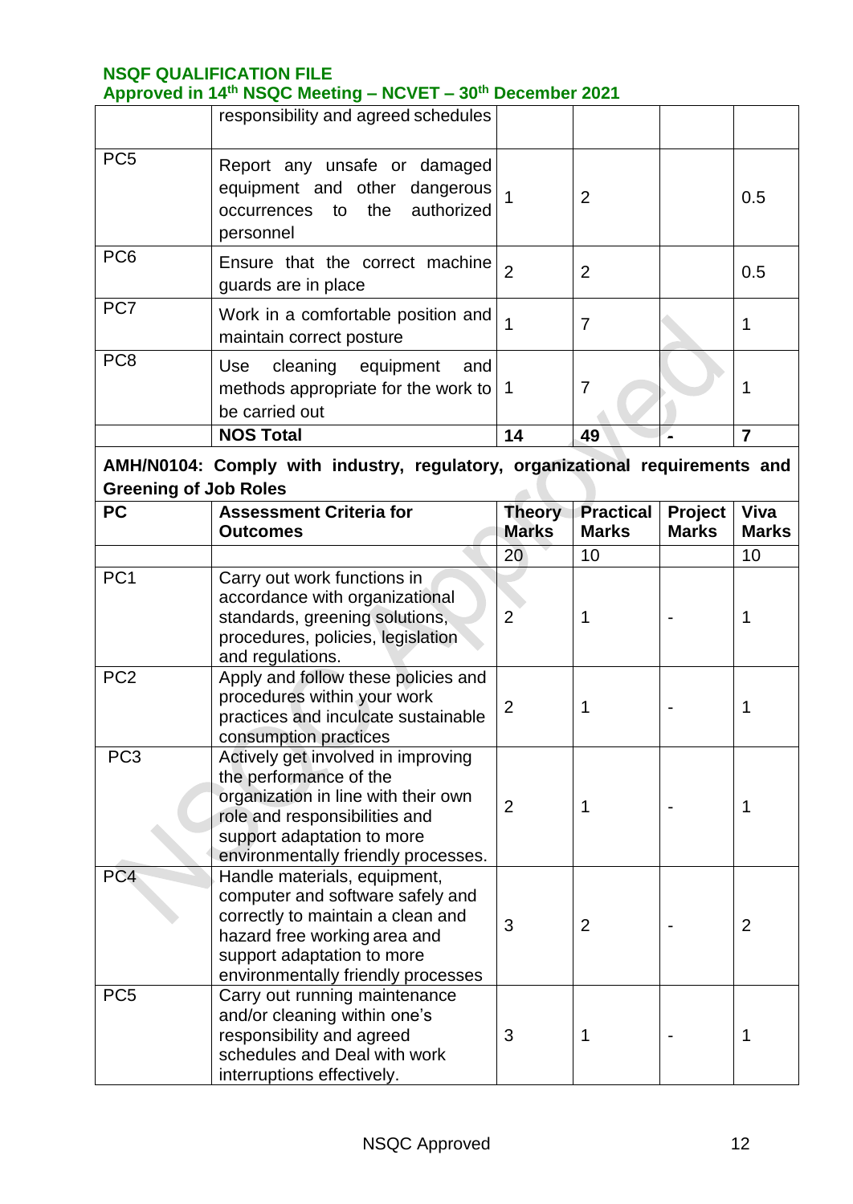| | responsibility and agreed schedules | | | | |
|---|---|---|---|---|---|
| PC5 | Report any unsafe or damaged equipment and other dangerous occurrences to the authorized personnel | 1 | 2 | | 0.5 |
| PC6 | Ensure that the correct machine guards are in place | 2 | 2 | | 0.5 |
| PC7 | Work in a comfortable position and maintain correct posture | 1 | 7 | | 1 |
| PC8 | Use cleaning equipment and methods appropriate for the work to be carried out | 1 | 7 | | 1 |
| | **NOS Total** | **14** | **49** | **-** | **7** |

**AMH/N0104: Comply with industry, regulatory, organizational requirements and Greening of Job Roles**

| PC | Assessment Criteria for Outcomes | Theory Marks | Practical Marks | Project Marks | Viva Marks |
|---|---|---|---|---|---|
| | | 20 | 10 | | 10 |
| PC1 | Carry out work functions in accordance with organizational standards, greening solutions, procedures, policies, legislation and regulations. | 2 | 1 | - | 1 |
| PC2 | Apply and follow these policies and procedures within your work practices and inculcate sustainable consumption practices | 2 | 1 | - | 1 |
| PC3 | Actively get involved in improving the performance of the organization in line with their own role and responsibilities and support adaptation to more environmentally friendly processes. | 2 | 1 | - | 1 |
| PC4 | Handle materials, equipment, computer and software safely and correctly to maintain a clean and hazard free working area and support adaptation to more environmentally friendly processes | 3 | 2 | - | 2 |
| PC5 | Carry out running maintenance and/or cleaning within one's responsibility and agreed schedules and Deal with work interruptions effectively. | 3 | 1 | - | 1 |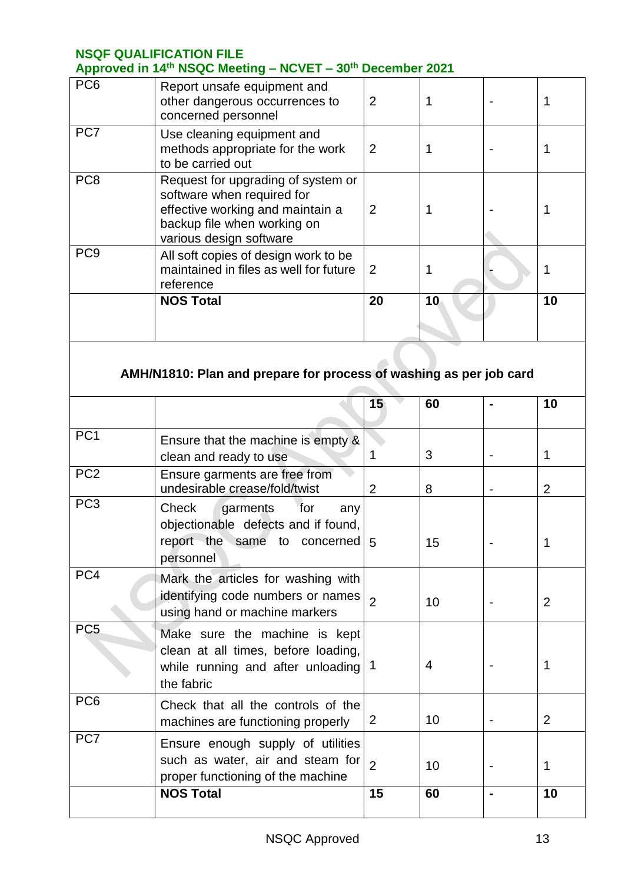| | | | | | |
|---|---|---|---|---|---|
| PC6 | Report unsafe equipment and other dangerous occurrences to concerned personnel | 2 | 1 | - | 1 |
| PC7 | Use cleaning equipment and methods appropriate for the work to be carried out | 2 | 1 | - | 1 |
| PC8 | Request for upgrading of system or software when required for effective working and maintain a backup file when working on various design software | 2 | 1 | - | 1 |
| PC9 | All soft copies of design work to be maintained in files as well for future reference | 2 | 1 | - | 1 |
| | **NOS Total** | **20** | **10** | | **10** |

**AMH/N1810: Plan and prepare for process of washing as per job card**

| | | | | | |
|---|---|---|---|---|---|
| | | **15** | **60** | **-** | **10** |
| PC1 | Ensure that the machine is empty & clean and ready to use | 1 | 3 | - | 1 |
| PC2 | Ensure garments are free from undesirable crease/fold/twist | 2 | 8 | - | 2 |
| PC3 | Check garments for any objectionable defects and if found, report the same to concerned personnel | 5 | 15 | - | 1 |
| PC4 | Mark the articles for washing with identifying code numbers or names using hand or machine markers | 2 | 10 | - | 2 |
| PC5 | Make sure the machine is kept clean at all times, before loading, while running and after unloading the fabric | 1 | 4 | - | 1 |
| PC6 | Check that all the controls of the machines are functioning properly | 2 | 10 | - | 2 |
| PC7 | Ensure enough supply of utilities such as water, air and steam for proper functioning of the machine | 2 | 10 | - | 1 |
| | **NOS Total** | **15** | **60** | **-** | **10** |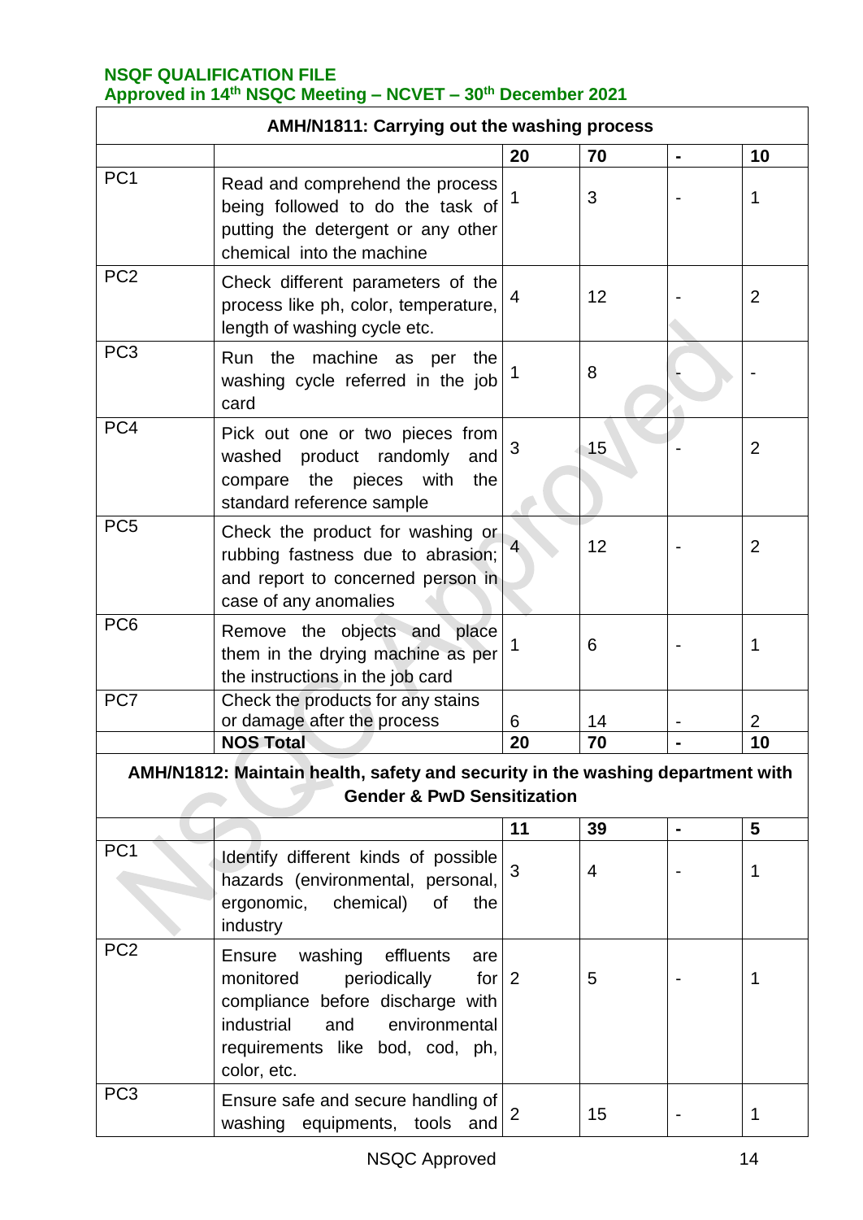| AMH/N1811: Carrying out the washing process | | | | | |
|---|---|---|---|---|---|
| | | 20 | 70 | - | 10 |
| PC1 | Read and comprehend the process being followed to do the task of putting the detergent or any other chemical into the machine | 1 | 3 | - | 1 |
| PC2 | Check different parameters of the process like ph, color, temperature, length of washing cycle etc. | 4 | 12 | - | 2 |
| PC3 | Run the machine as per the washing cycle referred in the job card | 1 | 8 | - | - |
| PC4 | Pick out one or two pieces from washed product randomly and compare the pieces with the standard reference sample | 3 | 15 | - | 2 |
| PC5 | Check the product for washing or rubbing fastness due to abrasion; and report to concerned person in case of any anomalies | 4 | 12 | - | 2 |
| PC6 | Remove the objects and place them in the drying machine as per the instructions in the job card | 1 | 6 | - | 1 |
| PC7 | Check the products for any stains or damage after the process | 6 | 14 | - | 2 |
| | **NOS Total** | **20** | **70** | **-** | **10** |

| AMH/N1812: Maintain health, safety and security in the washing department with Gender & PwD Sensitization | | | | | |
|---|---|---|---|---|---|
| | | 11 | 39 | - | 5 |
| PC1 | Identify different kinds of possible hazards (environmental, personal, ergonomic, chemical) of the industry | 3 | 4 | - | 1 |
| PC2 | Ensure washing effluents are monitored periodically for compliance before discharge with industrial and environmental requirements like bod, cod, ph, color, etc. | 2 | 5 | - | 1 |
| PC3 | Ensure safe and secure handling of washing equipments, tools and | 2 | 15 | - | 1 |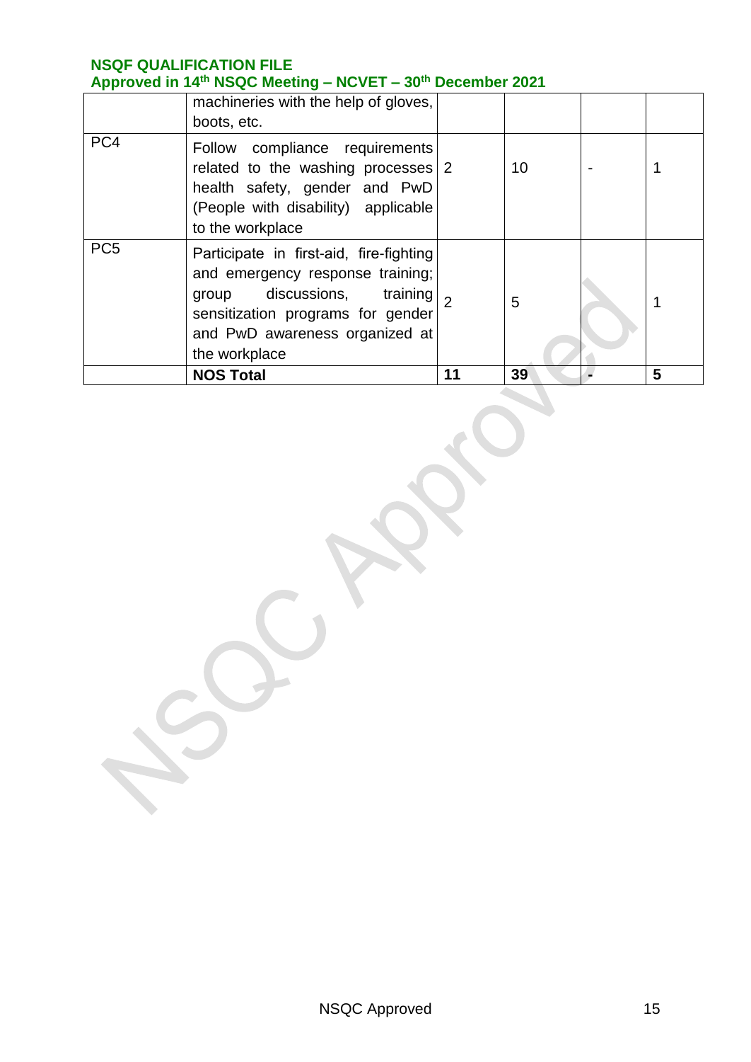| | machineries with the help of gloves, boots, etc. | | | | |
|---|---|---|---|---|---|
| PC4 | Follow compliance requirements related to the washing processes health safety, gender and PwD (People with disability) applicable to the workplace | 2 | 10 | - | 1 |
| PC5 | Participate in first-aid, fire-fighting and emergency response training; group discussions, training sensitization programs for gender and PwD awareness organized at the workplace | 2 | 5 | | 1 |
| | **NOS Total** | **11** | **39** | **-** | **5** |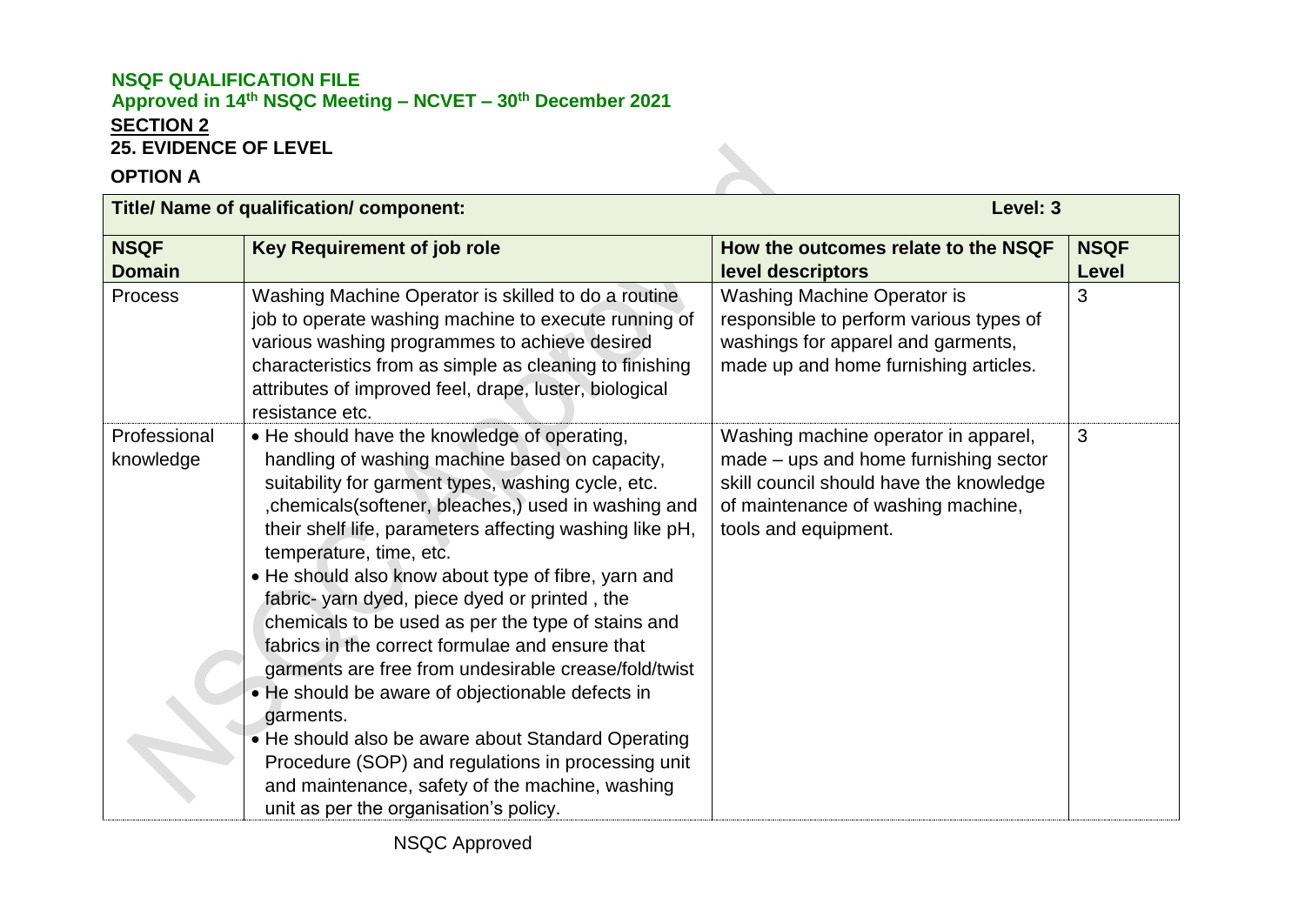**NSQF QUALIFICATION FILE**
**Approved in 14th NSQC Meeting – NCVET – 30th December 2021**

**SECTION 2**

**25. EVIDENCE OF LEVEL**

**OPTION A**

| **Title/ Name of qualification/ component:** | | **Level: 3** | |
|---|---|---|---|
| **NSQF Domain** | **Key Requirement of job role** | **How the outcomes relate to the NSQF level descriptors** | **NSQF Level** |
| Process | Washing Machine Operator is skilled to do a routine job to operate washing machine to execute running of various washing programmes to achieve desired characteristics from as simple as cleaning to finishing attributes of improved feel, drape, luster, biological resistance etc. | Washing Machine Operator is responsible to perform various types of washings for apparel and garments, made up and home furnishing articles. | 3 |
| Professional knowledge | • He should have the knowledge of operating, handling of washing machine based on capacity, suitability for garment types, washing cycle, etc. ,chemicals(softener, bleaches,) used in washing and their shelf life, parameters affecting washing like pH, temperature, time, etc.<br>• He should also know about type of fibre, yarn and fabric- yarn dyed, piece dyed or printed , the chemicals to be used as per the type of stains and fabrics in the correct formulae and ensure that garments are free from undesirable crease/fold/twist<br>• He should be aware of objectionable defects in garments.<br>• He should also be aware about Standard Operating Procedure (SOP) and regulations in processing unit and maintenance, safety of the machine, washing unit as per the organisation's policy. | Washing machine operator in apparel, made – ups and home furnishing sector skill council should have the knowledge of maintenance of washing machine, tools and equipment. | 3 |

NSQC Approved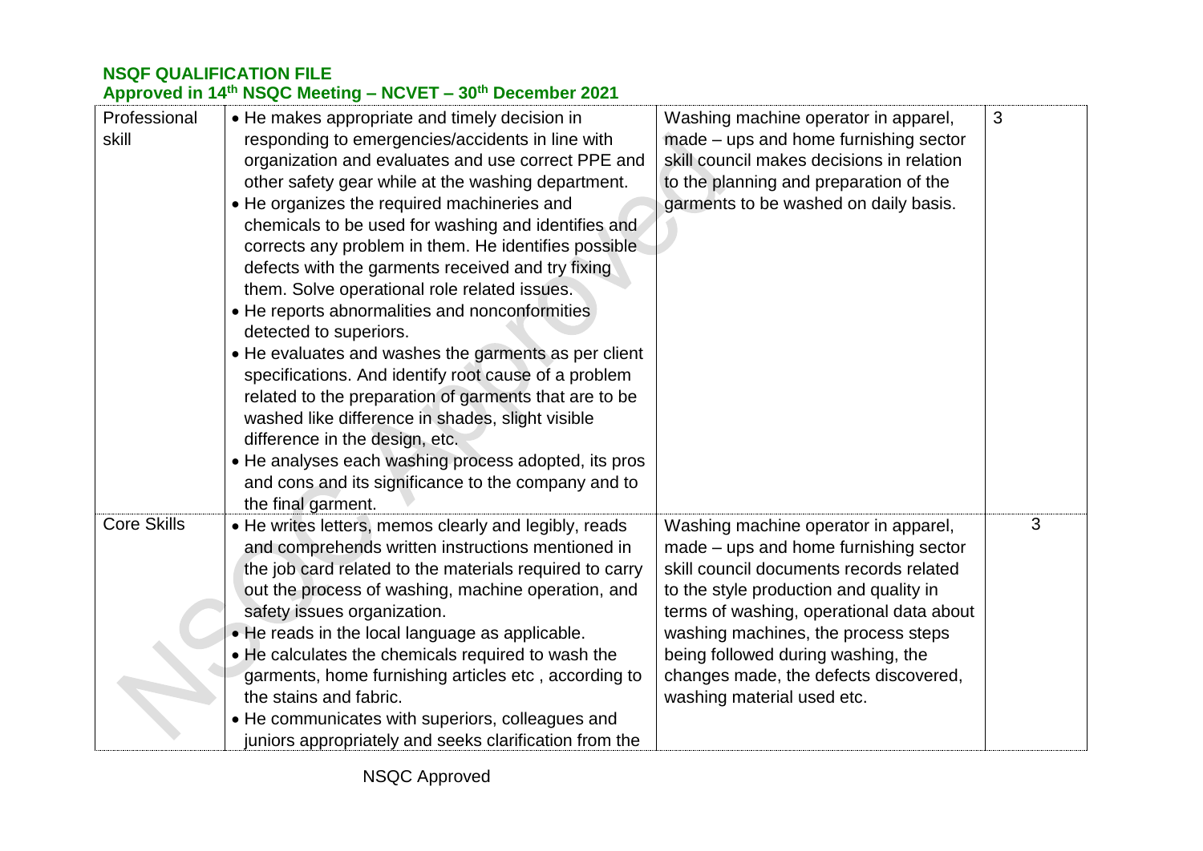| Professional skill | • He makes appropriate and timely decision in responding to emergencies/accidents in line with organization and evaluates and use correct PPE and other safety gear while at the washing department.<br>• He organizes the required machineries and chemicals to be used for washing and identifies and corrects any problem in them. He identifies possible defects with the garments received and try fixing them. Solve operational role related issues.<br>• He reports abnormalities and nonconformities detected to superiors.<br>• He evaluates and washes the garments as per client specifications. And identify root cause of a problem related to the preparation of garments that are to be washed like difference in shades, slight visible difference in the design, etc.<br>• He analyses each washing process adopted, its pros and cons and its significance to the company and to the final garment. | Washing machine operator in apparel, made – ups and home furnishing sector skill council makes decisions in relation to the planning and preparation of the garments to be washed on daily basis. | 3 |
|---|---|---|---|
| Core Skills | • He writes letters, memos clearly and legibly, reads and comprehends written instructions mentioned in the job card related to the materials required to carry out the process of washing, machine operation, and safety issues organization.<br>• He reads in the local language as applicable.<br>• He calculates the chemicals required to wash the garments, home furnishing articles etc , according to the stains and fabric.<br>• He communicates with superiors, colleagues and juniors appropriately and seeks clarification from the | Washing machine operator in apparel, made – ups and home furnishing sector skill council documents records related to the style production and quality in terms of washing, operational data about washing machines, the process steps being followed during washing, the changes made, the defects discovered, washing material used etc. | 3 |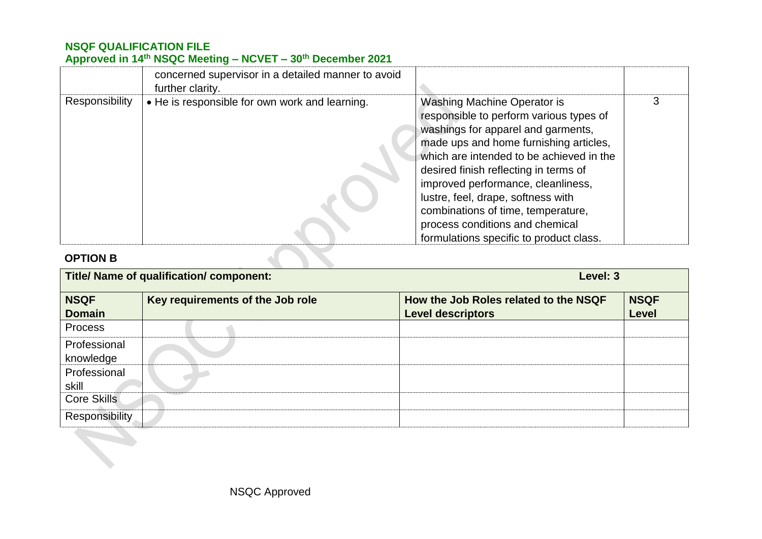| | concerned supervisor in a detailed manner to avoid further clarity. | | |
|---|---|---|---|
| Responsibility | • He is responsible for own work and learning. | Washing Machine Operator is responsible to perform various types of washings for apparel and garments, made ups and home furnishing articles, which are intended to be achieved in the desired finish reflecting in terms of improved performance, cleanliness, lustre, feel, drape, softness with combinations of time, temperature, process conditions and chemical formulations specific to product class. | 3 |

**OPTION B**

| **Title/ Name of qualification/ component:** | | **Level: 3** | |
|---|---|---|---|
| **NSQF Domain** | **Key requirements of the Job role** | **How the Job Roles related to the NSQF Level descriptors** | **NSQF Level** |
| Process | | | |
| Professional knowledge | | | |
| Professional skill | | | |
| Core Skills | | | |
| Responsibility | | | |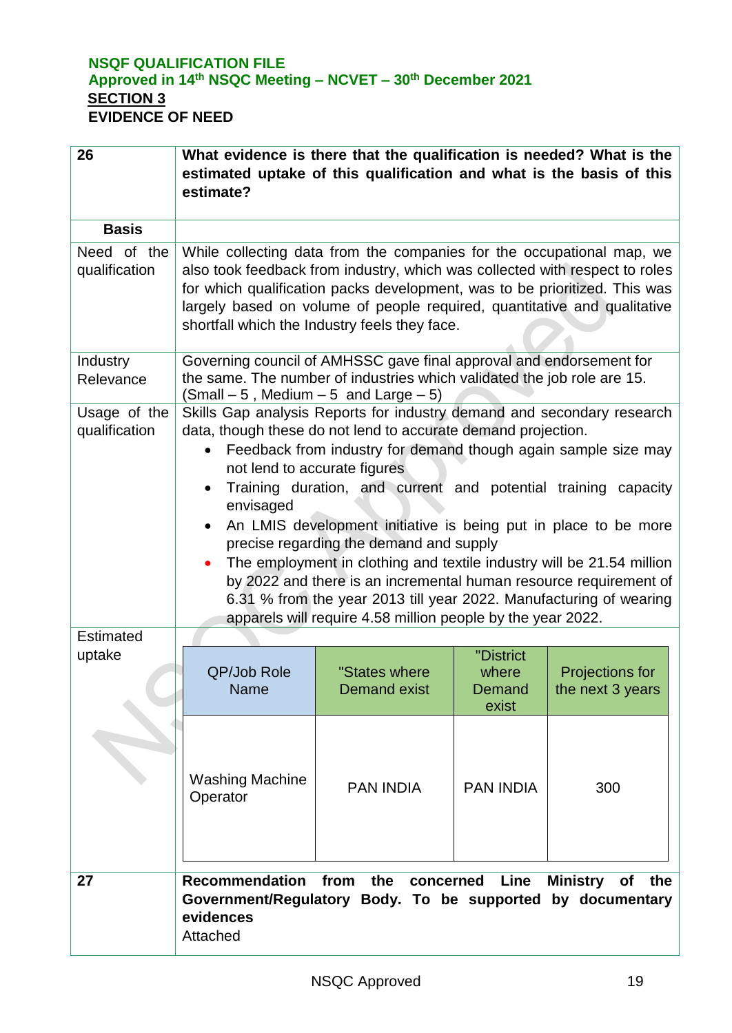**NSQF QUALIFICATION FILE**
**Approved in 14th NSQC Meeting – NCVET – 30th December 2021**

## SECTION 3

## EVIDENCE OF NEED

| 26 | What evidence is there that the qualification is needed? What is the estimated uptake of this qualification and what is the basis of this estimate? |
|---|---|
| **Basis** | |
| Need of the qualification | While collecting data from the companies for the occupational map, we also took feedback from industry, which was collected with respect to roles for which qualification packs development, was to be prioritized. This was largely based on volume of people required, quantitative and qualitative shortfall which the Industry feels they face. |
| Industry Relevance | Governing council of AMHSSC gave final approval and endorsement for the same. The number of industries which validated the job role are 15. (Small – 5 , Medium – 5 and Large – 5) |
| Usage of the qualification | Skills Gap analysis Reports for industry demand and secondary research data, though these do not lend to accurate demand projection.<br>• Feedback from industry for demand though again sample size may not lend to accurate figures<br>• Training duration, and current and potential training capacity envisaged<br>• An LMIS development initiative is being put in place to be more precise regarding the demand and supply<br>• The employment in clothing and textile industry will be 21.54 million by 2022 and there is an incremental human resource requirement of 6.31 % from the year 2013 till year 2022. Manufacturing of wearing apparels will require 4.58 million people by the year 2022. |
| Estimated uptake | |

| QP/Job Role Name | "States where Demand exist | "District where Demand exist | Projections for the next 3 years |
|---|---|---|---|
| Washing Machine Operator | PAN INDIA | PAN INDIA | 300 |

| 27 | **Recommendation from the concerned Line Ministry of the Government/Regulatory Body. To be supported by documentary evidences**<br>Attached |
|---|---|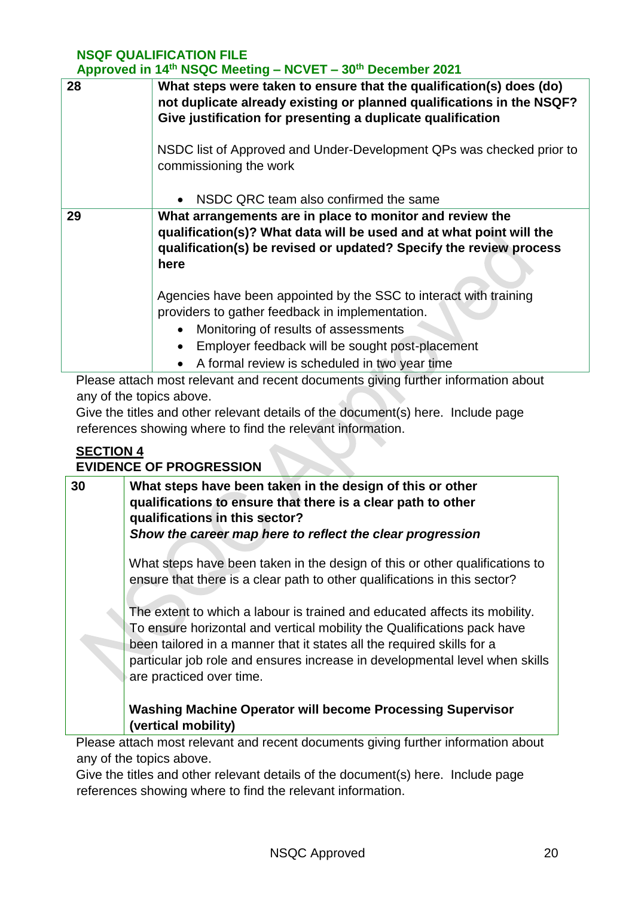| | |
|---|---|
| 28 | **What steps were taken to ensure that the qualification(s) does (do) not duplicate already existing or planned qualifications in the NSQF? Give justification for presenting a duplicate qualification**<br><br>NSDC list of Approved and Under-Development QPs was checked prior to commissioning the work<br><br>• NSDC QRC team also confirmed the same |
| 29 | **What arrangements are in place to monitor and review the qualification(s)? What data will be used and at what point will the qualification(s) be revised or updated? Specify the review process here**<br><br>Agencies have been appointed by the SSC to interact with training providers to gather feedback in implementation.<br>• Monitoring of results of assessments<br>• Employer feedback will be sought post-placement<br>• A formal review is scheduled in two year time |

Please attach most relevant and recent documents giving further information about any of the topics above.

Give the titles and other relevant details of the document(s) here. Include page references showing where to find the relevant information.

## SECTION 4

## EVIDENCE OF PROGRESSION

| | |
|---|---|
| 30 | **What steps have been taken in the design of this or other qualifications to ensure that there is a clear path to other qualifications in this sector?**<br>***Show the career map here to reflect the clear progression***<br><br>What steps have been taken in the design of this or other qualifications to ensure that there is a clear path to other qualifications in this sector?<br><br>The extent to which a labour is trained and educated affects its mobility. To ensure horizontal and vertical mobility the Qualifications pack have been tailored in a manner that it states all the required skills for a particular job role and ensures increase in developmental level when skills are practiced over time.<br><br>**Washing Machine Operator will become Processing Supervisor (vertical mobility)** |

Please attach most relevant and recent documents giving further information about any of the topics above.

Give the titles and other relevant details of the document(s) here. Include page references showing where to find the relevant information.